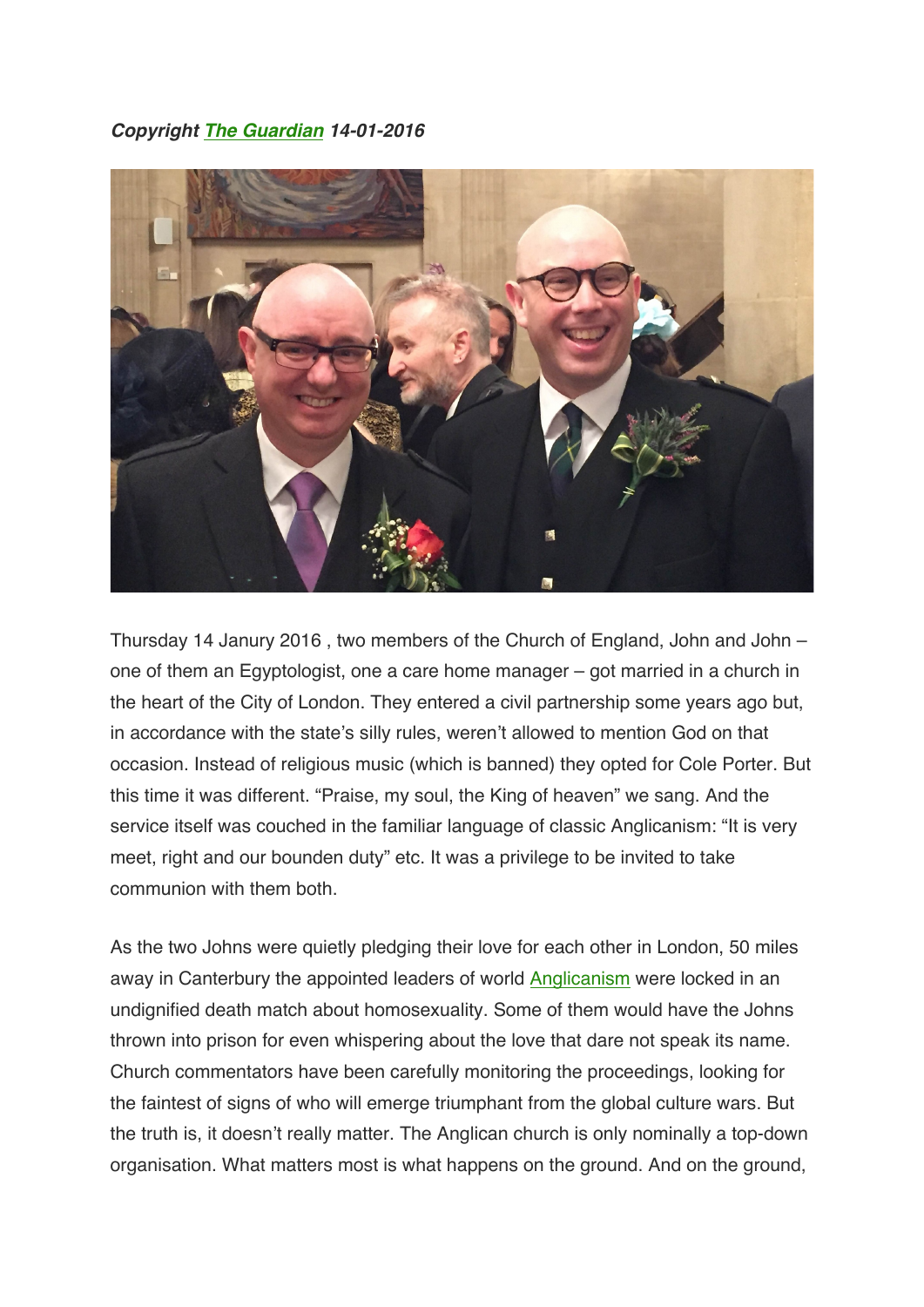***Copyright The Guardian 14-01-2016***

Thursday 14 Janury 2016 , two members of the Church of England, John and John – one of them an Egyptologist, one a care home manager – got married in a church in the heart of the City of London. They entered a civil partnership some years ago but, in accordance with the state's silly rules, weren't allowed to mention God on that occasion. Instead of religious music (which is banned) they opted for Cole Porter. But this time it was different. "Praise, my soul, the King of heaven" we sang. And the service itself was couched in the familiar language of classic Anglicanism: "It is very meet, right and our bounden duty" etc. It was a privilege to be invited to take communion with them both.

As the two Johns were quietly pledging their love for each other in London, 50 miles away in Canterbury the appointed leaders of world Anglicanism were locked in an undignified death match about homosexuality. Some of them would have the Johns thrown into prison for even whispering about the love that dare not speak its name. Church commentators have been carefully monitoring the proceedings, looking for the faintest of signs of who will emerge triumphant from the global culture wars. But the truth is, it doesn't really matter. The Anglican church is only nominally a top-down organisation. What matters most is what happens on the ground. And on the ground,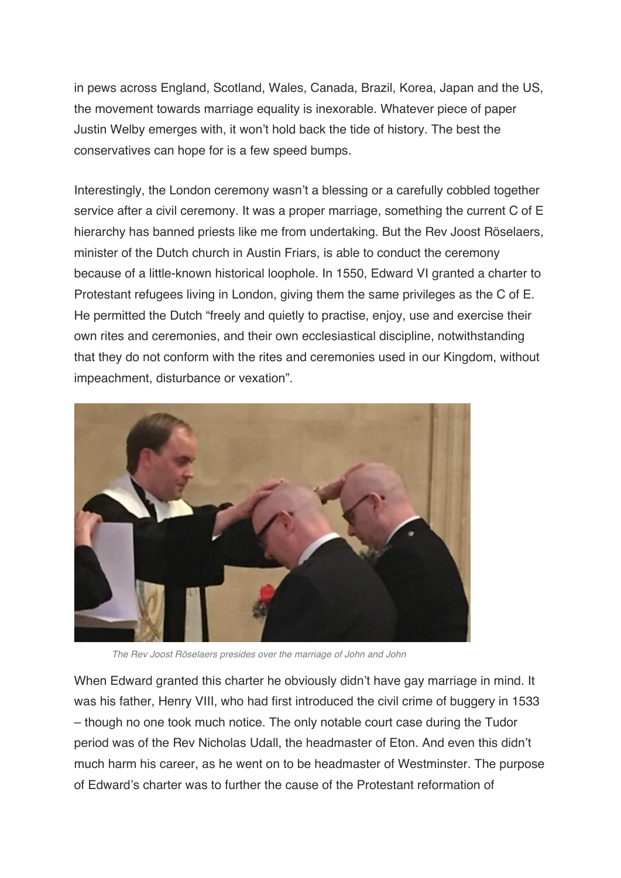in pews across England, Scotland, Wales, Canada, Brazil, Korea, Japan and the US, the movement towards marriage equality is inexorable. Whatever piece of paper Justin Welby emerges with, it won't hold back the tide of history. The best the conservatives can hope for is a few speed bumps.

Interestingly, the London ceremony wasn't a blessing or a carefully cobbled together service after a civil ceremony. It was a proper marriage, something the current C of E hierarchy has banned priests like me from undertaking. But the Rev Joost Röselaers, minister of the Dutch church in Austin Friars, is able to conduct the ceremony because of a little-known historical loophole. In 1550, Edward VI granted a charter to Protestant refugees living in London, giving them the same privileges as the C of E. He permitted the Dutch "freely and quietly to practise, enjoy, use and exercise their own rites and ceremonies, and their own ecclesiastical discipline, notwithstanding that they do not conform with the rites and ceremonies used in our Kingdom, without impeachment, disturbance or vexation".

*The Rev Joost Röselaers presides over the marriage of John and John*

When Edward granted this charter he obviously didn't have gay marriage in mind. It was his father, Henry VIII, who had first introduced the civil crime of buggery in 1533 – though no one took much notice. The only notable court case during the Tudor period was of the Rev Nicholas Udall, the headmaster of Eton. And even this didn't much harm his career, as he went on to be headmaster of Westminster. The purpose of Edward's charter was to further the cause of the Protestant reformation of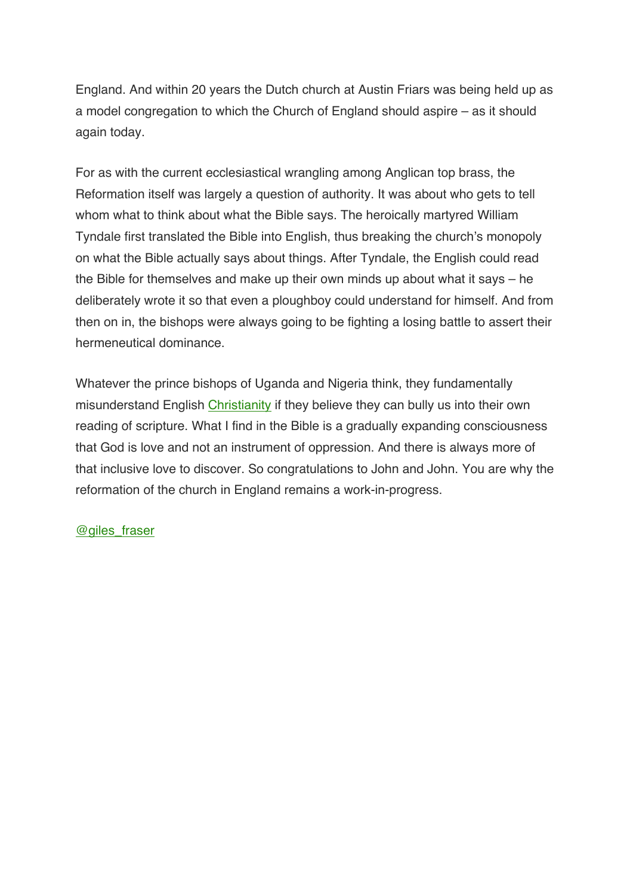England. And within 20 years the Dutch church at Austin Friars was being held up as a model congregation to which the Church of England should aspire – as it should again today.

For as with the current ecclesiastical wrangling among Anglican top brass, the Reformation itself was largely a question of authority. It was about who gets to tell whom what to think about what the Bible says. The heroically martyred William Tyndale first translated the Bible into English, thus breaking the church's monopoly on what the Bible actually says about things. After Tyndale, the English could read the Bible for themselves and make up their own minds up about what it says – he deliberately wrote it so that even a ploughboy could understand for himself. And from then on in, the bishops were always going to be fighting a losing battle to assert their hermeneutical dominance.

Whatever the prince bishops of Uganda and Nigeria think, they fundamentally misunderstand English Christianity if they believe they can bully us into their own reading of scripture. What I find in the Bible is a gradually expanding consciousness that God is love and not an instrument of oppression. And there is always more of that inclusive love to discover. So congratulations to John and John. You are why the reformation of the church in England remains a work-in-progress.

@giles_fraser